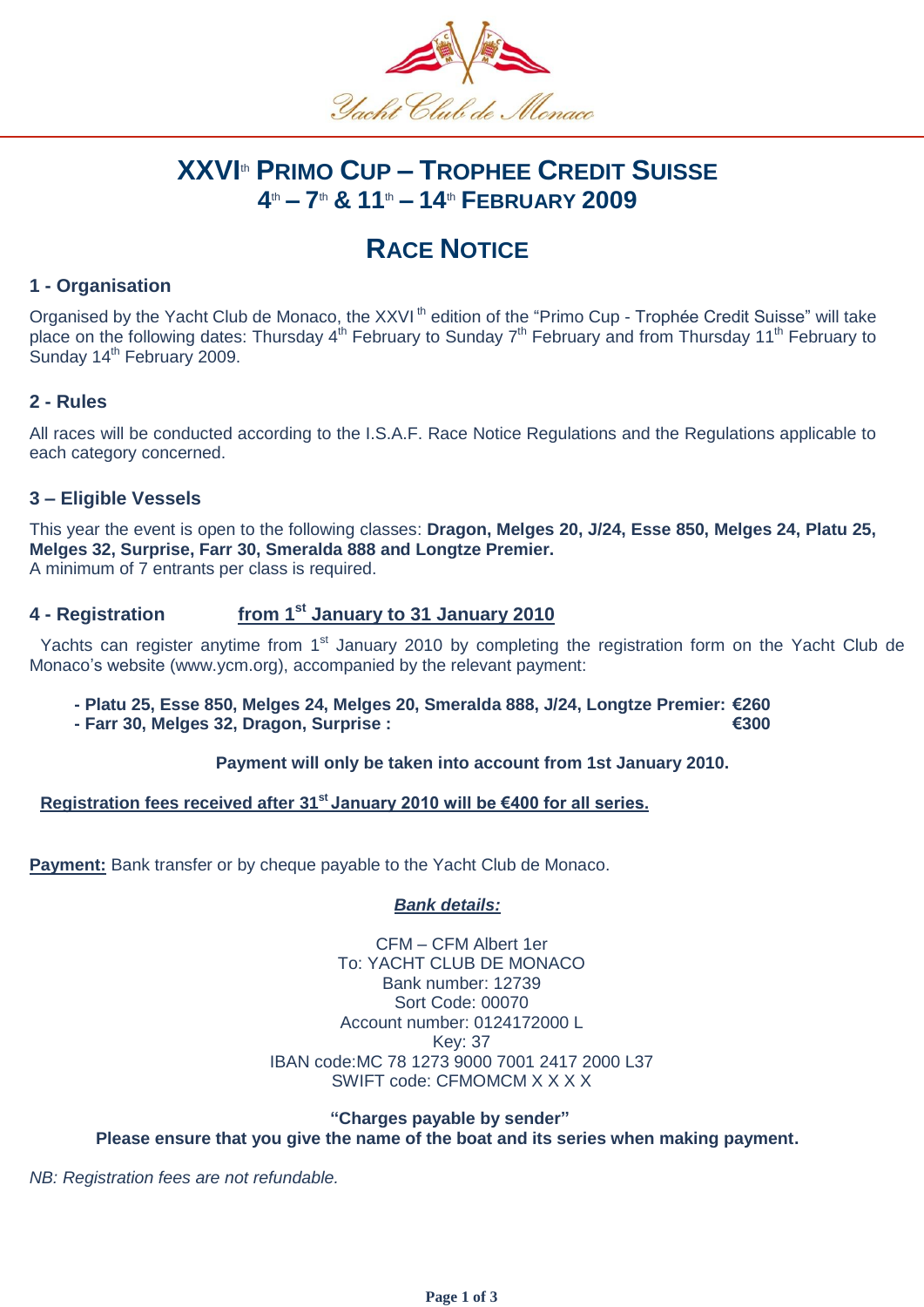Yacht Club de Monaco

# XXVI[th] PRIMO CUP – TROPHEE CREDIT SUISSE
## 4[th] – 7[th] & 11[th] – 14[th] FEBRUARY 2009

# RACE NOTICE

### 1 - Organisation

Organised by the Yacht Club de Monaco, the XXVI[th] edition of the "Primo Cup - Trophée Credit Suisse" will take place on the following dates: Thursday 4[th] February to Sunday 7[th] February and from Thursday 11[th] February to Sunday 14[th] February 2009.

### 2 - Rules

All races will be conducted according to the I.S.A.F. Race Notice Regulations and the Regulations applicable to each category concerned.

### 3 – Eligible Vessels

This year the event is open to the following classes: **Dragon, Melges 20, J/24, Esse 850, Melges 24, Platu 25, Melges 32, Surprise, Farr 30, Smeralda 888 and Longtze Premier.**
A minimum of 7 entrants per class is required.

### 4 - Registration <u>from 1[st] January to 31 January 2010</u>

Yachts can register anytime from 1[st] January 2010 by completing the registration form on the Yacht Club de Monaco's website (www.ycm.org), accompanied by the relevant payment:

- **Platu 25, Esse 850, Melges 24, Melges 20, Smeralda 888, J/24, Longtze Premier: €260**
- **Farr 30, Melges 32, Dragon, Surprise : €300**

**Payment will only be taken into account from 1st January 2010.**

**<u>Registration fees received after 31[st] January 2010 will be €400 for all series.</u>**

**<u>Payment:</u>** Bank transfer or by cheque payable to the Yacht Club de Monaco.

***<u>Bank details:</u>***

CFM – CFM Albert 1er
To: YACHT CLUB DE MONACO
Bank number: 12739
Sort Code: 00070
Account number: 0124172000 L
Key: 37
IBAN code:MC 78 1273 9000 7001 2417 2000 L37
SWIFT code: CFMOMCM X X X X

**"Charges payable by sender"**
**Please ensure that you give the name of the boat and its series when making payment.**

*NB: Registration fees are not refundable.*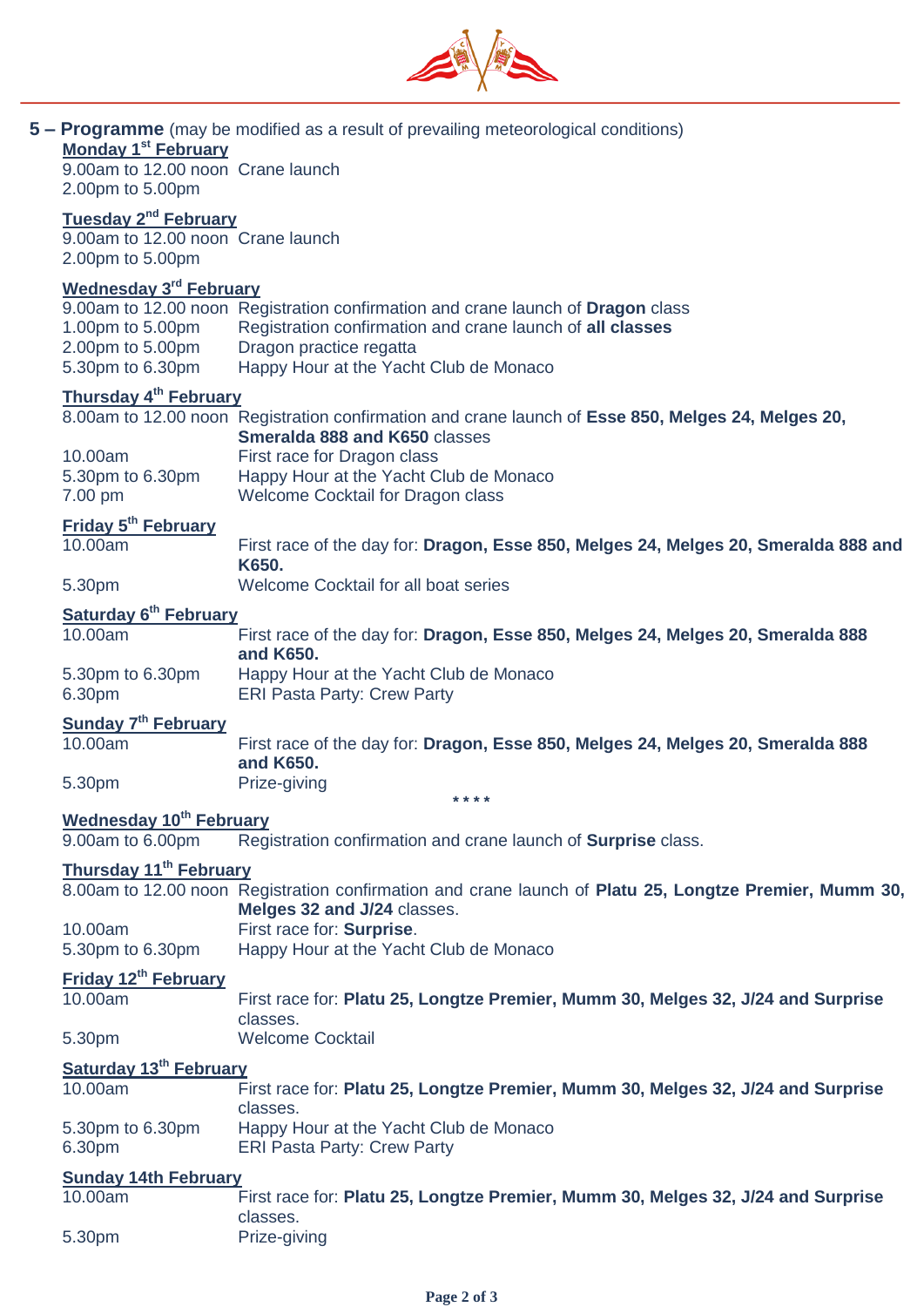## 5 – Programme (may be modified as a result of prevailing meteorological conditions)

**Monday 1st February**

| | |
|---|---|
| 9.00am to 12.00 noon | Crane launch |
| 2.00pm to 5.00pm | |

**Tuesday 2nd February**

| | |
|---|---|
| 9.00am to 12.00 noon | Crane launch |
| 2.00pm to 5.00pm | |

**Wednesday 3rd February**

| | |
|---|---|
| 9.00am to 12.00 noon | Registration confirmation and crane launch of **Dragon** class |
| 1.00pm to 5.00pm | Registration confirmation and crane launch of **all classes** |
| 2.00pm to 5.00pm | Dragon practice regatta |
| 5.30pm to 6.30pm | Happy Hour at the Yacht Club de Monaco |

**Thursday 4th February**

| | |
|---|---|
| 8.00am to 12.00 noon | Registration confirmation and crane launch of **Esse 850, Melges 24, Melges 20, Smeralda 888 and K650** classes |
| 10.00am | First race for Dragon class |
| 5.30pm to 6.30pm | Happy Hour at the Yacht Club de Monaco |
| 7.00 pm | Welcome Cocktail for Dragon class |

**Friday 5th February**

| | |
|---|---|
| 10.00am | First race of the day for: **Dragon, Esse 850, Melges 24, Melges 20, Smeralda 888 and K650.** |
| 5.30pm | Welcome Cocktail for all boat series |

**Saturday 6th February**

| | |
|---|---|
| 10.00am | First race of the day for: **Dragon, Esse 850, Melges 24, Melges 20, Smeralda 888 and K650.** |
| 5.30pm to 6.30pm | Happy Hour at the Yacht Club de Monaco |
| 6.30pm | ERI Pasta Party: Crew Party |

**Sunday 7th February**

| | |
|---|---|
| 10.00am | First race of the day for: **Dragon, Esse 850, Melges 24, Melges 20, Smeralda 888 and K650.** |
| 5.30pm | Prize-giving |

\*\*\*\*

**Wednesday 10th February**

| | |
|---|---|
| 9.00am to 6.00pm | Registration confirmation and crane launch of **Surprise** class. |

**Thursday 11th February**

| | |
|---|---|
| 8.00am to 12.00 noon | Registration confirmation and crane launch of **Platu 25, Longtze Premier, Mumm 30, Melges 32 and J/24** classes. |
| 10.00am | First race for: **Surprise**. |
| 5.30pm to 6.30pm | Happy Hour at the Yacht Club de Monaco |

**Friday 12th February**

| | |
|---|---|
| 10.00am | First race for: **Platu 25, Longtze Premier, Mumm 30, Melges 32, J/24 and Surprise** classes. |
| 5.30pm | Welcome Cocktail |

**Saturday 13th February**

| | |
|---|---|
| 10.00am | First race for: **Platu 25, Longtze Premier, Mumm 30, Melges 32, J/24 and Surprise** classes. |
| 5.30pm to 6.30pm | Happy Hour at the Yacht Club de Monaco |
| 6.30pm | ERI Pasta Party: Crew Party |

**Sunday 14th February**

| | |
|---|---|
| 10.00am | First race for: **Platu 25, Longtze Premier, Mumm 30, Melges 32, J/24 and Surprise** classes. |
| 5.30pm | Prize-giving |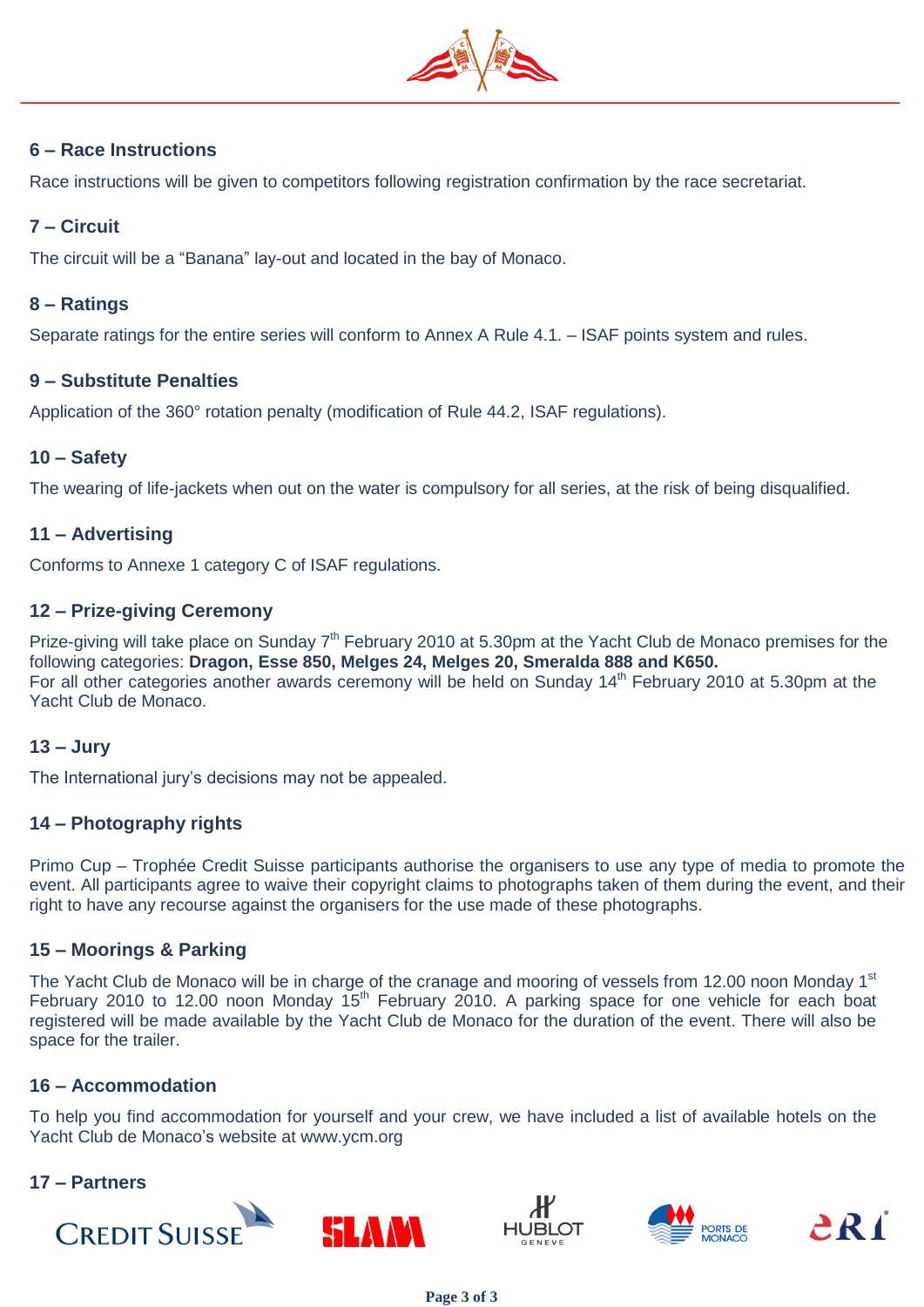## 6 – Race Instructions

Race instructions will be given to competitors following registration confirmation by the race secretariat.

## 7 – Circuit

The circuit will be a “Banana” lay-out and located in the bay of Monaco.

## 8 – Ratings

Separate ratings for the entire series will conform to Annex A Rule 4.1. – ISAF points system and rules.

## 9 – Substitute Penalties

Application of the 360° rotation penalty (modification of Rule 44.2, ISAF regulations).

## 10 – Safety

The wearing of life-jackets when out on the water is compulsory for all series, at the risk of being disqualified.

## 11 – Advertising

Conforms to Annexe 1 category C of ISAF regulations.

## 12 – Prize-giving Ceremony

Prize-giving will take place on Sunday 7th February 2010 at 5.30pm at the Yacht Club de Monaco premises for the following categories: **Dragon, Esse 850, Melges 24, Melges 20, Smeralda 888 and K650.**
For all other categories another awards ceremony will be held on Sunday 14th February 2010 at 5.30pm at the Yacht Club de Monaco.

## 13 – Jury

The International jury’s decisions may not be appealed.

## 14 – Photography rights

Primo Cup – Trophée Credit Suisse participants authorise the organisers to use any type of media to promote the event. All participants agree to waive their copyright claims to photographs taken of them during the event, and their right to have any recourse against the organisers for the use made of these photographs.

## 15 – Moorings & Parking

The Yacht Club de Monaco will be in charge of the cranage and mooring of vessels from 12.00 noon Monday 1st February 2010 to 12.00 noon Monday 15th February 2010. A parking space for one vehicle for each boat registered will be made available by the Yacht Club de Monaco for the duration of the event. There will also be space for the trailer.

## 16 – Accommodation

To help you find accommodation for yourself and your crew, we have included a list of available hotels on the Yacht Club de Monaco’s website at www.ycm.org

## 17 – Partners

CREDIT SUISSE    SLAM    HUBLOT GENEVE    PORTS DE MONACO    eRI